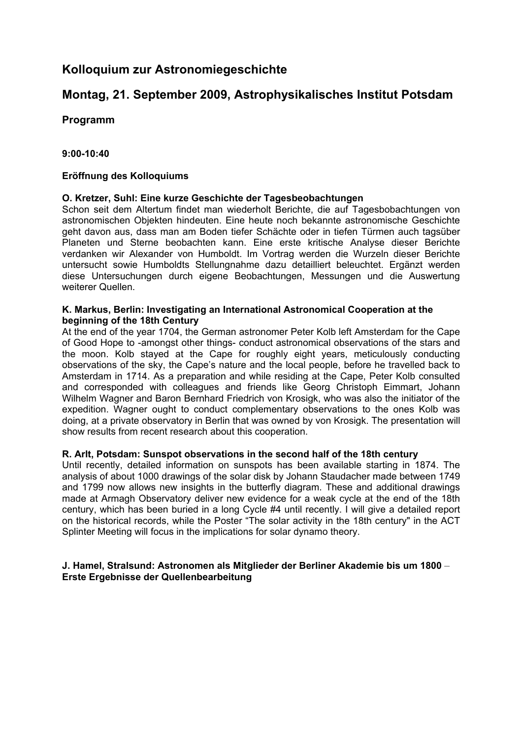# Kolloquium zur Astronomiegeschichte

## Montag, 21. September 2009, Astrophysikalisches Institut Potsdam

### Programm

**9:00-10:40**

**Eröffnung des Kolloquiums**

**O. Kretzer, Suhl: Eine kurze Geschichte der Tagesbeobachtungen**

Schon seit dem Altertum findet man wiederholt Berichte, die auf Tagesbobachtungen von astronomischen Objekten hindeuten. Eine heute noch bekannte astronomische Geschichte geht davon aus, dass man am Boden tiefer Schächte oder in tiefen Türmen auch tagsüber Planeten und Sterne beobachten kann. Eine erste kritische Analyse dieser Berichte verdanken wir Alexander von Humboldt. Im Vortrag werden die Wurzeln dieser Berichte untersucht sowie Humboldts Stellungnahme dazu detailliert beleuchtet. Ergänzt werden diese Untersuchungen durch eigene Beobachtungen, Messungen und die Auswertung weiterer Quellen.

**K. Markus, Berlin: Investigating an International Astronomical Cooperation at the beginning of the 18th Century**

At the end of the year 1704, the German astronomer Peter Kolb left Amsterdam for the Cape of Good Hope to -amongst other things- conduct astronomical observations of the stars and the moon. Kolb stayed at the Cape for roughly eight years, meticulously conducting observations of the sky, the Cape's nature and the local people, before he travelled back to Amsterdam in 1714. As a preparation and while residing at the Cape, Peter Kolb consulted and corresponded with colleagues and friends like Georg Christoph Eimmart, Johann Wilhelm Wagner and Baron Bernhard Friedrich von Krosigk, who was also the initiator of the expedition. Wagner ought to conduct complementary observations to the ones Kolb was doing, at a private observatory in Berlin that was owned by von Krosigk. The presentation will show results from recent research about this cooperation.

**R. Arlt, Potsdam: Sunspot observations in the second half of the 18th century**

Until recently, detailed information on sunspots has been available starting in 1874. The analysis of about 1000 drawings of the solar disk by Johann Staudacher made between 1749 and 1799 now allows new insights in the butterfly diagram. These and additional drawings made at Armagh Observatory deliver new evidence for a weak cycle at the end of the 18th century, which has been buried in a long Cycle #4 until recently. I will give a detailed report on the historical records, while the Poster "The solar activity in the 18th century" in the ACT Splinter Meeting will focus in the implications for solar dynamo theory.

**J. Hamel, Stralsund: Astronomen als Mitglieder der Berliner Akademie bis um 1800 – Erste Ergebnisse der Quellenbearbeitung**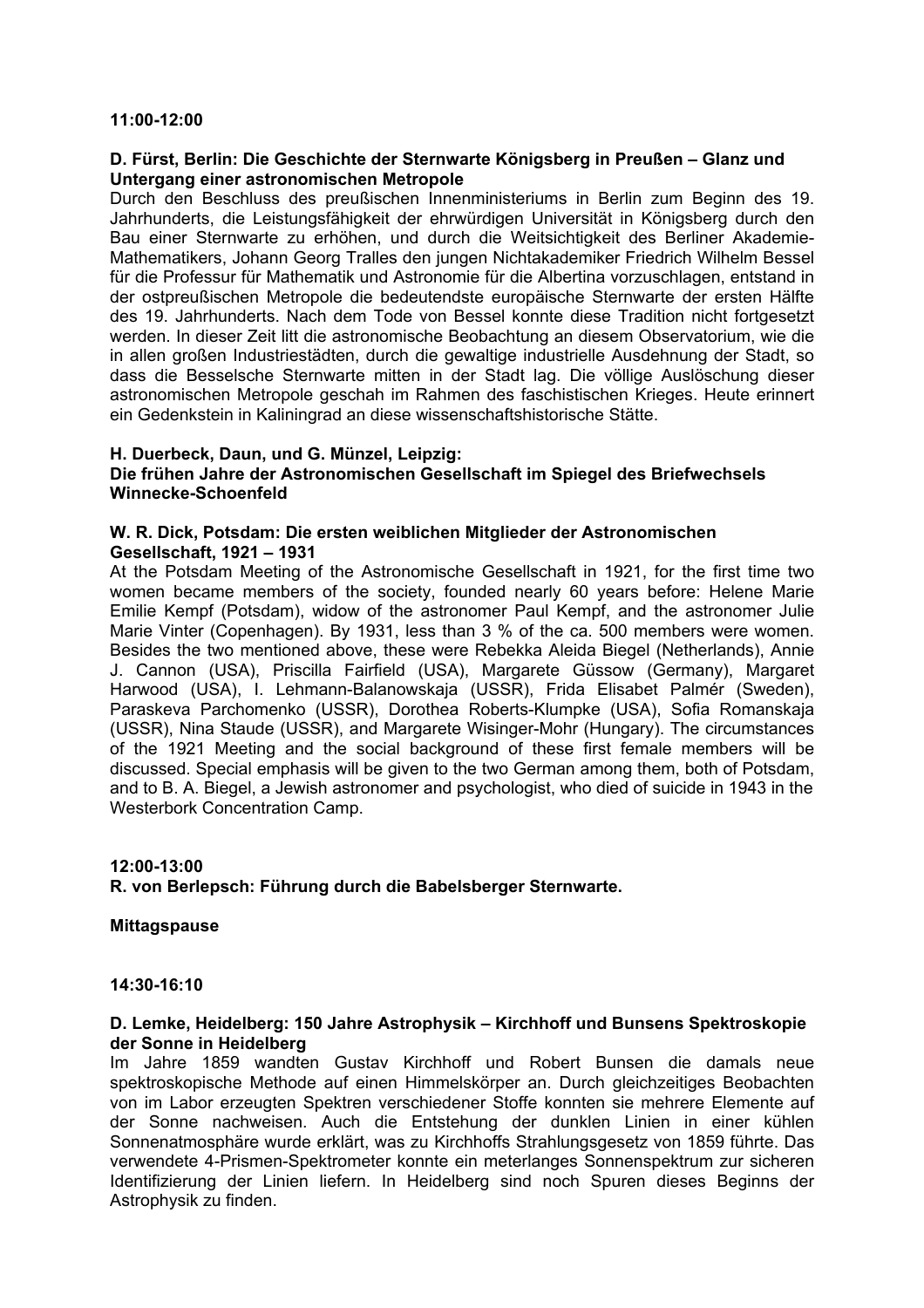**11:00-12:00**

**D. Fürst, Berlin: Die Geschichte der Sternwarte Königsberg in Preußen – Glanz und Untergang einer astronomischen Metropole**

Durch den Beschluss des preußischen Innenministeriums in Berlin zum Beginn des 19. Jahrhunderts, die Leistungsfähigkeit der ehrwürdigen Universität in Königsberg durch den Bau einer Sternwarte zu erhöhen, und durch die Weitsichtigkeit des Berliner Akademie-Mathematikers, Johann Georg Tralles den jungen Nichtakademiker Friedrich Wilhelm Bessel für die Professur für Mathematik und Astronomie für die Albertina vorzuschlagen, entstand in der ostpreußischen Metropole die bedeutendste europäische Sternwarte der ersten Hälfte des 19. Jahrhunderts. Nach dem Tode von Bessel konnte diese Tradition nicht fortgesetzt werden. In dieser Zeit litt die astronomische Beobachtung an diesem Observatorium, wie die in allen großen Industriestädten, durch die gewaltige industrielle Ausdehnung der Stadt, so dass die Besselsche Sternwarte mitten in der Stadt lag. Die völlige Auslöschung dieser astronomischen Metropole geschah im Rahmen des faschistischen Krieges. Heute erinnert ein Gedenkstein in Kaliningrad an diese wissenschaftshistorische Stätte.

**H. Duerbeck, Daun, und G. Münzel, Leipzig:**
**Die frühen Jahre der Astronomischen Gesellschaft im Spiegel des Briefwechsels Winnecke-Schoenfeld**

**W. R. Dick, Potsdam: Die ersten weiblichen Mitglieder der Astronomischen Gesellschaft, 1921 – 1931**

At the Potsdam Meeting of the Astronomische Gesellschaft in 1921, for the first time two women became members of the society, founded nearly 60 years before: Helene Marie Emilie Kempf (Potsdam), widow of the astronomer Paul Kempf, and the astronomer Julie Marie Vinter (Copenhagen). By 1931, less than 3 % of the ca. 500 members were women. Besides the two mentioned above, these were Rebekka Aleida Biegel (Netherlands), Annie J. Cannon (USA), Priscilla Fairfield (USA), Margarete Güssow (Germany), Margaret Harwood (USA), I. Lehmann-Balanowskaja (USSR), Frida Elisabet Palmér (Sweden), Paraskeva Parchomenko (USSR), Dorothea Roberts-Klumpke (USA), Sofia Romanskaja (USSR), Nina Staude (USSR), and Margarete Wisinger-Mohr (Hungary). The circumstances of the 1921 Meeting and the social background of these first female members will be discussed. Special emphasis will be given to the two German among them, both of Potsdam, and to B. A. Biegel, a Jewish astronomer and psychologist, who died of suicide in 1943 in the Westerbork Concentration Camp.

**12:00-13:00**
**R. von Berlepsch: Führung durch die Babelsberger Sternwarte.**

**Mittagspause**

**14:30-16:10**

**D. Lemke, Heidelberg: 150 Jahre Astrophysik – Kirchhoff und Bunsens Spektroskopie der Sonne in Heidelberg**

Im Jahre 1859 wandten Gustav Kirchhoff und Robert Bunsen die damals neue spektroskopische Methode auf einen Himmelskörper an. Durch gleichzeitiges Beobachten von im Labor erzeugten Spektren verschiedener Stoffe konnten sie mehrere Elemente auf der Sonne nachweisen. Auch die Entstehung der dunklen Linien in einer kühlen Sonnenatmosphäre wurde erklärt, was zu Kirchhoffs Strahlungsgesetz von 1859 führte. Das verwendete 4-Prismen-Spektrometer konnte ein meterlanges Sonnenspektrum zur sicheren Identifizierung der Linien liefern. In Heidelberg sind noch Spuren dieses Beginns der Astrophysik zu finden.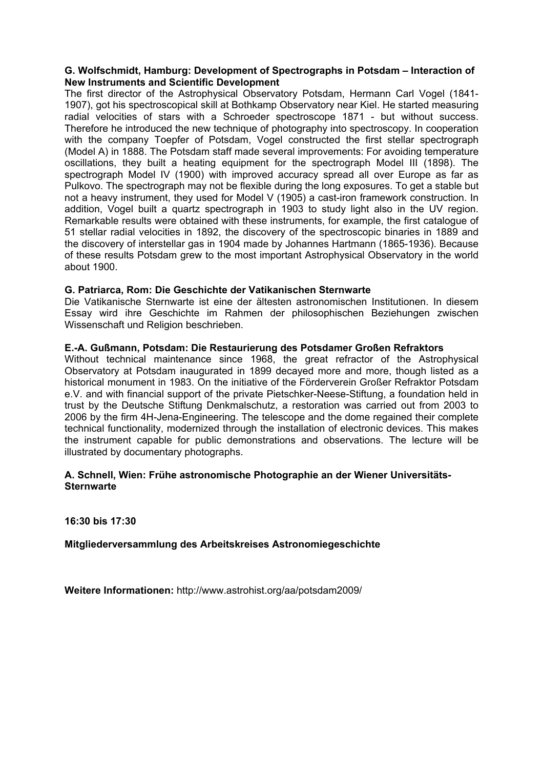**G. Wolfschmidt, Hamburg: Development of Spectrographs in Potsdam – Interaction of New Instruments and Scientific Development**

The first director of the Astrophysical Observatory Potsdam, Hermann Carl Vogel (1841-1907), got his spectroscopical skill at Bothkamp Observatory near Kiel. He started measuring radial velocities of stars with a Schroeder spectroscope 1871 - but without success. Therefore he introduced the new technique of photography into spectroscopy. In cooperation with the company Toepfer of Potsdam, Vogel constructed the first stellar spectrograph (Model A) in 1888. The Potsdam staff made several improvements: For avoiding temperature oscillations, they built a heating equipment for the spectrograph Model III (1898). The spectrograph Model IV (1900) with improved accuracy spread all over Europe as far as Pulkovo. The spectrograph may not be flexible during the long exposures. To get a stable but not a heavy instrument, they used for Model V (1905) a cast-iron framework construction. In addition, Vogel built a quartz spectrograph in 1903 to study light also in the UV region. Remarkable results were obtained with these instruments, for example, the first catalogue of 51 stellar radial velocities in 1892, the discovery of the spectroscopic binaries in 1889 and the discovery of interstellar gas in 1904 made by Johannes Hartmann (1865-1936). Because of these results Potsdam grew to the most important Astrophysical Observatory in the world about 1900.

**G. Patriarca, Rom: Die Geschichte der Vatikanischen Sternwarte**

Die Vatikanische Sternwarte ist eine der ältesten astronomischen Institutionen. In diesem Essay wird ihre Geschichte im Rahmen der philosophischen Beziehungen zwischen Wissenschaft und Religion beschrieben.

**E.-A. Gußmann, Potsdam: Die Restaurierung des Potsdamer Großen Refraktors**

Without technical maintenance since 1968, the great refractor of the Astrophysical Observatory at Potsdam inaugurated in 1899 decayed more and more, though listed as a historical monument in 1983. On the initiative of the Förderverein Großer Refraktor Potsdam e.V. and with financial support of the private Pietschker-Neese-Stiftung, a foundation held in trust by the Deutsche Stiftung Denkmalschutz, a restoration was carried out from 2003 to 2006 by the firm 4H-Jena-Engineering. The telescope and the dome regained their complete technical functionality, modernized through the installation of electronic devices. This makes the instrument capable for public demonstrations and observations. The lecture will be illustrated by documentary photographs.

**A. Schnell, Wien: Frühe astronomische Photographie an der Wiener Universitäts-Sternwarte**

**16:30 bis 17:30**

**Mitgliederversammlung des Arbeitskreises Astronomiegeschichte**

**Weitere Informationen:** http://www.astrohist.org/aa/potsdam2009/